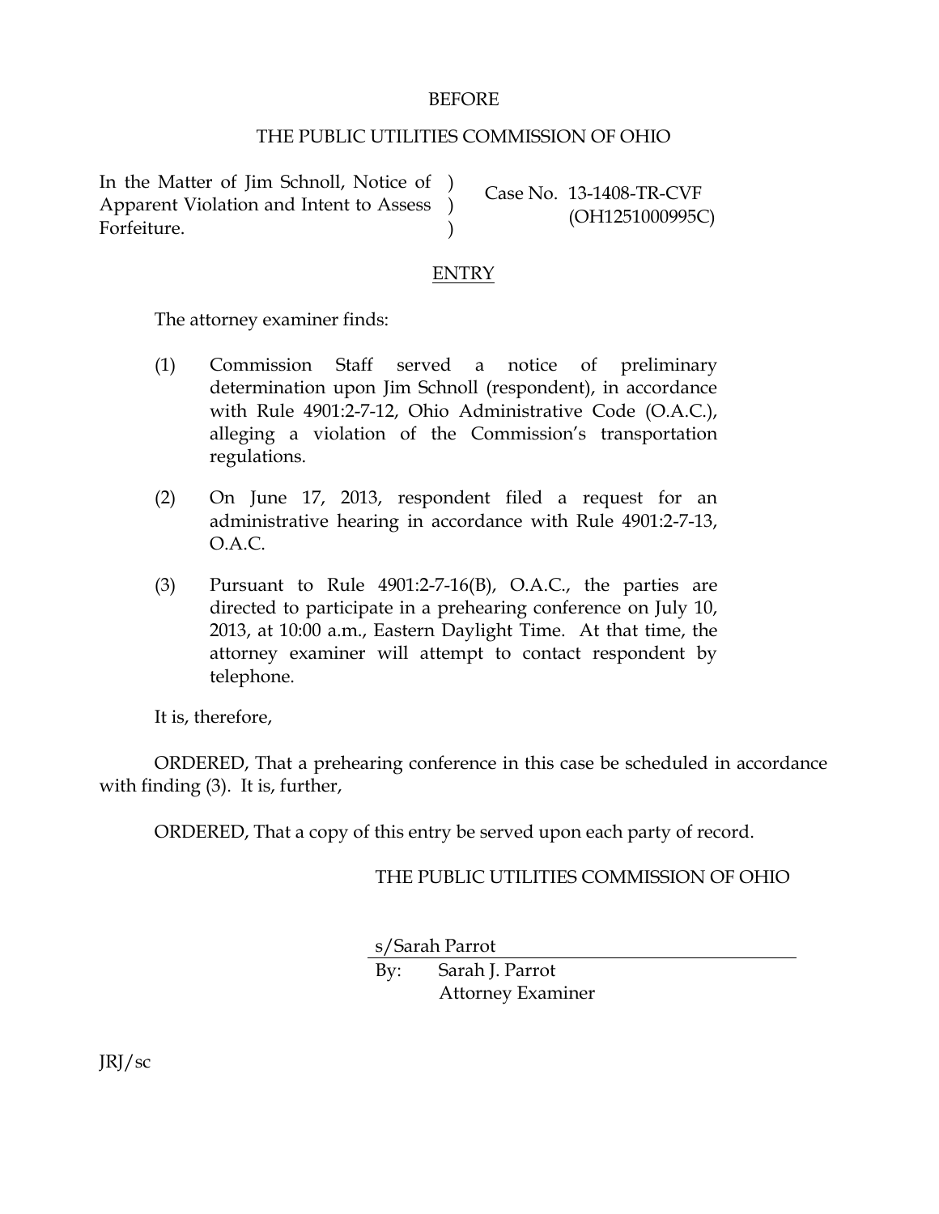BEFORE

THE PUBLIC UTILITIES COMMISSION OF OHIO

| | | |
|---|---|---|
| In the Matter of Jim Schnoll, Notice of Apparent Violation and Intent to Assess Forfeiture. | ) ) ) | Case No. 13-1408-TR-CVF (OH1251000995C) |

ENTRY

The attorney examiner finds:

(1) Commission Staff served a notice of preliminary determination upon Jim Schnoll (respondent), in accordance with Rule 4901:2-7-12, Ohio Administrative Code (O.A.C.), alleging a violation of the Commission's transportation regulations.

(2) On June 17, 2013, respondent filed a request for an administrative hearing in accordance with Rule 4901:2-7-13, O.A.C.

(3) Pursuant to Rule 4901:2-7-16(B), O.A.C., the parties are directed to participate in a prehearing conference on July 10, 2013, at 10:00 a.m., Eastern Daylight Time. At that time, the attorney examiner will attempt to contact respondent by telephone.

It is, therefore,

ORDERED, That a prehearing conference in this case be scheduled in accordance with finding (3). It is, further,

ORDERED, That a copy of this entry be served upon each party of record.

THE PUBLIC UTILITIES COMMISSION OF OHIO

s/Sarah Parrot

By: Sarah J. Parrot
Attorney Examiner

JRJ/sc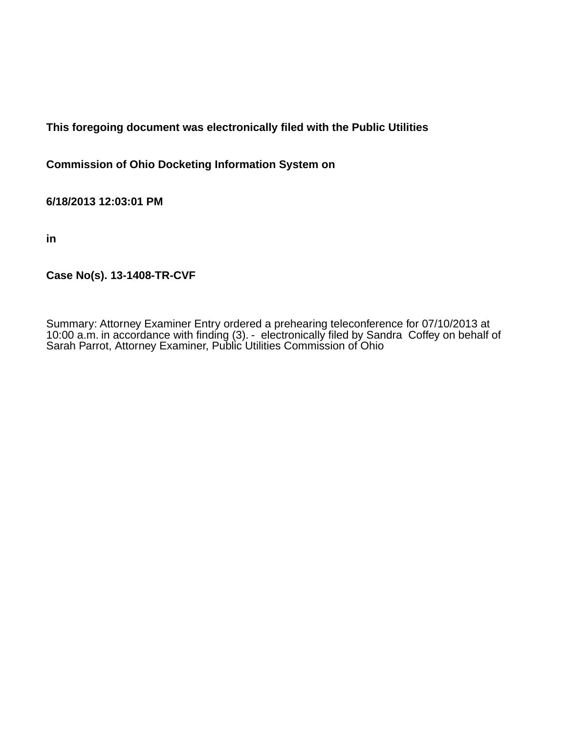**This foregoing document was electronically filed with the Public Utilities**

**Commission of Ohio Docketing Information System on**

**6/18/2013 12:03:01 PM**

**in**

**Case No(s). 13-1408-TR-CVF**

Summary: Attorney Examiner Entry ordered a prehearing teleconference for 07/10/2013 at 10:00 a.m. in accordance with finding (3). - electronically filed by Sandra Coffey on behalf of Sarah Parrot, Attorney Examiner, Public Utilities Commission of Ohio